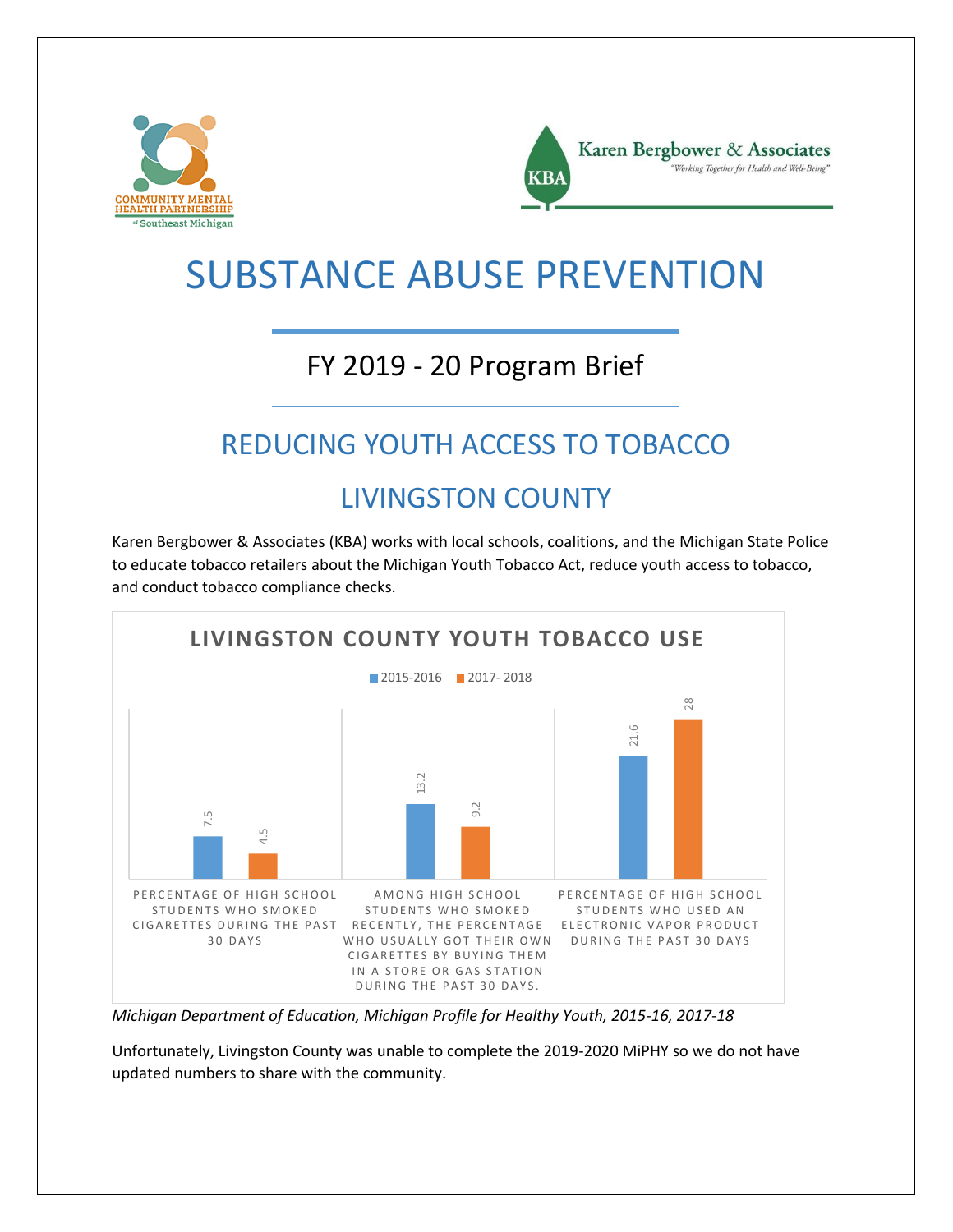# SUBSTANCE ABUSE PREVENTION

## FY 2019 - 20 Program Brief

## REDUCING YOUTH ACCESS TO TOBACCO

## LIVINGSTON COUNTY

Karen Bergbower & Associates (KBA) works with local schools, coalitions, and the Michigan State Police to educate tobacco retailers about the Michigan Youth Tobacco Act, reduce youth access to tobacco, and conduct tobacco compliance checks.

**LIVINGSTON COUNTY YOUTH TOBACCO USE**

| | 2015-2016 | 2017- 2018 |
|---|---|---|
| Percentage of high school students who smoked cigarettes during the past 30 days | 7.5 | 4.5 |
| Among high school students who smoked recently, the percentage who usually got their own cigarettes by buying them in a store or gas station during the past 30 days. | 13.2 | 9.2 |
| Percentage of high school students who used an electronic vapor product during the past 30 days | 21.6 | 28 |

*Michigan Department of Education, Michigan Profile for Healthy Youth, 2015-16, 2017-18*

Unfortunately, Livingston County was unable to complete the 2019-2020 MiPHY so we do not have updated numbers to share with the community.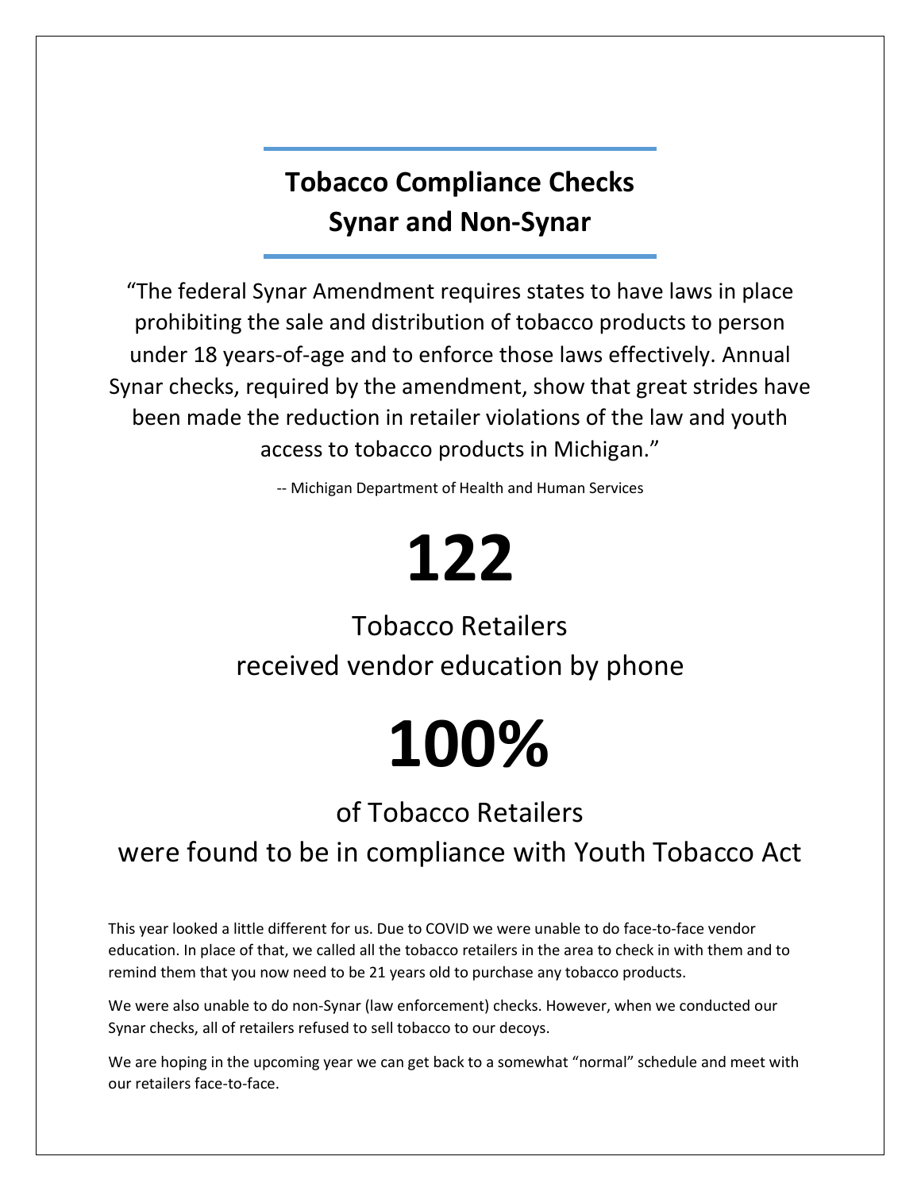# Tobacco Compliance Checks Synar and Non-Synar

"The federal Synar Amendment requires states to have laws in place prohibiting the sale and distribution of tobacco products to person under 18 years-of-age and to enforce those laws effectively. Annual Synar checks, required by the amendment, show that great strides have been made the reduction in retailer violations of the law and youth access to tobacco products in Michigan."

-- Michigan Department of Health and Human Services

**122**

Tobacco Retailers received vendor education by phone

**100%**

of Tobacco Retailers were found to be in compliance with Youth Tobacco Act

This year looked a little different for us. Due to COVID we were unable to do face-to-face vendor education. In place of that, we called all the tobacco retailers in the area to check in with them and to remind them that you now need to be 21 years old to purchase any tobacco products.

We were also unable to do non-Synar (law enforcement) checks. However, when we conducted our Synar checks, all of retailers refused to sell tobacco to our decoys.

We are hoping in the upcoming year we can get back to a somewhat "normal" schedule and meet with our retailers face-to-face.